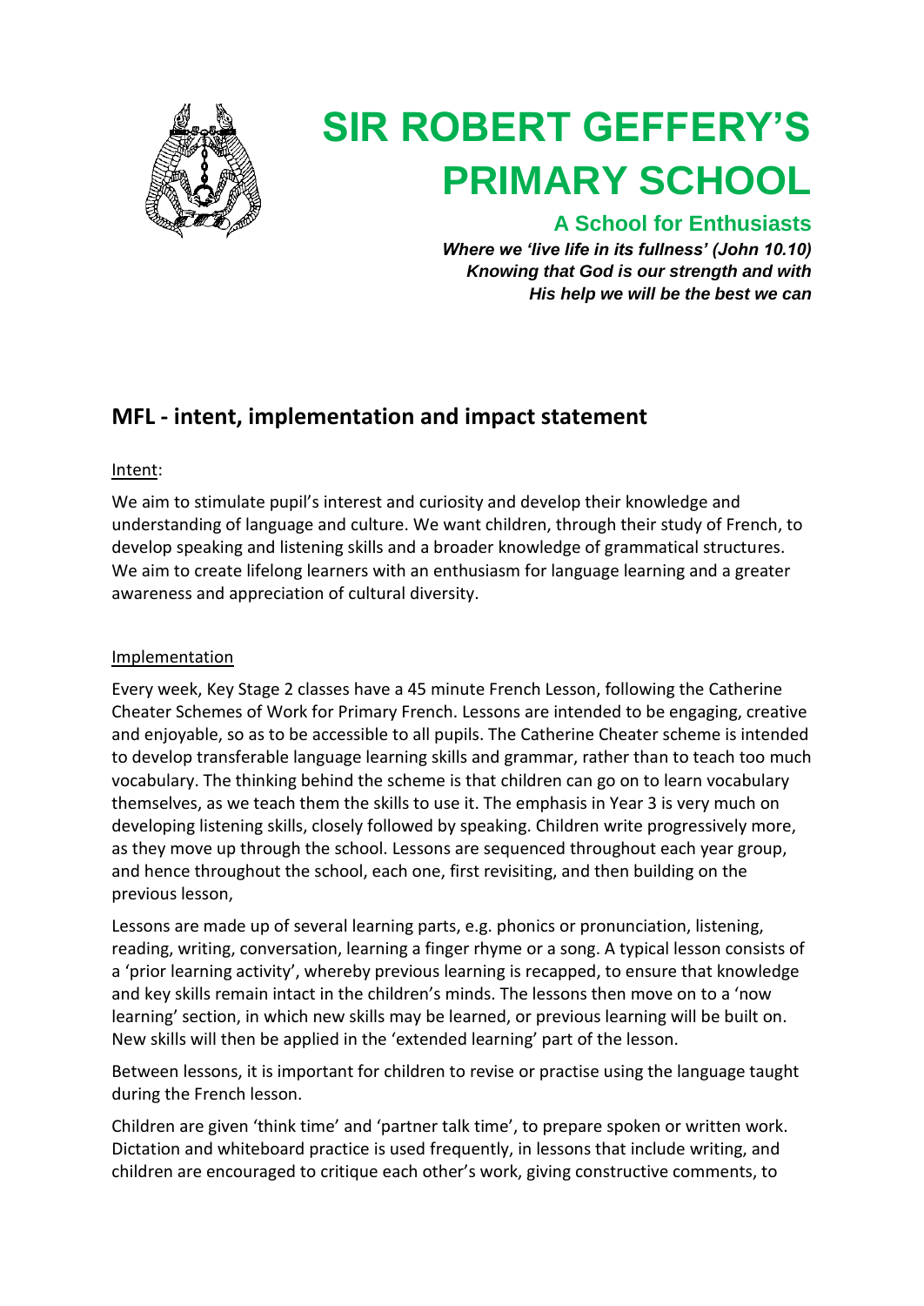# SIR ROBERT GEFFERY'S PRIMARY SCHOOL

**A School for Enthusiasts**

***Where we 'live life in its fullness' (John 10.10)***
***Knowing that God is our strength and with***
***His help we will be the best we can***

## MFL - intent, implementation and impact statement

Intent:

We aim to stimulate pupil's interest and curiosity and develop their knowledge and understanding of language and culture. We want children, through their study of French, to develop speaking and listening skills and a broader knowledge of grammatical structures. We aim to create lifelong learners with an enthusiasm for language learning and a greater awareness and appreciation of cultural diversity.

Implementation

Every week, Key Stage 2 classes have a 45 minute French Lesson, following the Catherine Cheater Schemes of Work for Primary French. Lessons are intended to be engaging, creative and enjoyable, so as to be accessible to all pupils. The Catherine Cheater scheme is intended to develop transferable language learning skills and grammar, rather than to teach too much vocabulary. The thinking behind the scheme is that children can go on to learn vocabulary themselves, as we teach them the skills to use it. The emphasis in Year 3 is very much on developing listening skills, closely followed by speaking. Children write progressively more, as they move up through the school. Lessons are sequenced throughout each year group, and hence throughout the school, each one, first revisiting, and then building on the previous lesson,

Lessons are made up of several learning parts, e.g. phonics or pronunciation, listening, reading, writing, conversation, learning a finger rhyme or a song. A typical lesson consists of a 'prior learning activity', whereby previous learning is recapped, to ensure that knowledge and key skills remain intact in the children's minds. The lessons then move on to a 'now learning' section, in which new skills may be learned, or previous learning will be built on. New skills will then be applied in the 'extended learning' part of the lesson.

Between lessons, it is important for children to revise or practise using the language taught during the French lesson.

Children are given 'think time' and 'partner talk time', to prepare spoken or written work. Dictation and whiteboard practice is used frequently, in lessons that include writing, and children are encouraged to critique each other's work, giving constructive comments, to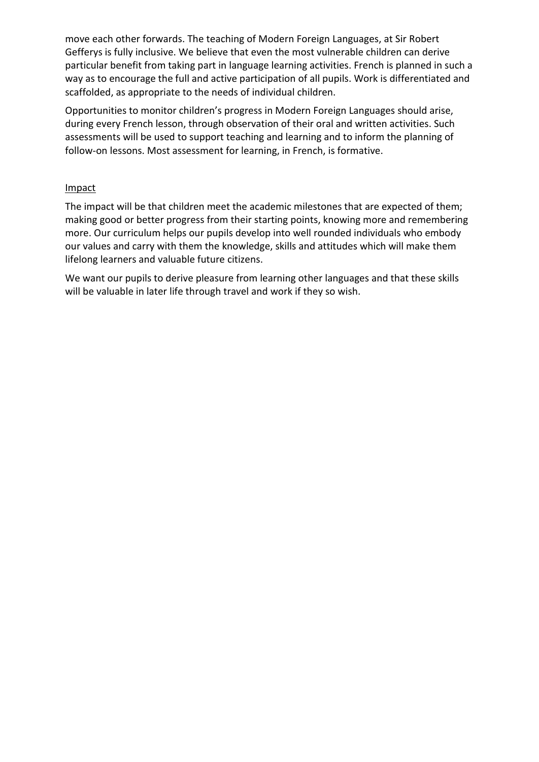move each other forwards. The teaching of Modern Foreign Languages, at Sir Robert Gefferys is fully inclusive. We believe that even the most vulnerable children can derive particular benefit from taking part in language learning activities. French is planned in such a way as to encourage the full and active participation of all pupils. Work is differentiated and scaffolded, as appropriate to the needs of individual children.

Opportunities to monitor children's progress in Modern Foreign Languages should arise, during every French lesson, through observation of their oral and written activities. Such assessments will be used to support teaching and learning and to inform the planning of follow-on lessons. Most assessment for learning, in French, is formative.

## Impact

The impact will be that children meet the academic milestones that are expected of them; making good or better progress from their starting points, knowing more and remembering more. Our curriculum helps our pupils develop into well rounded individuals who embody our values and carry with them the knowledge, skills and attitudes which will make them lifelong learners and valuable future citizens.

We want our pupils to derive pleasure from learning other languages and that these skills will be valuable in later life through travel and work if they so wish.